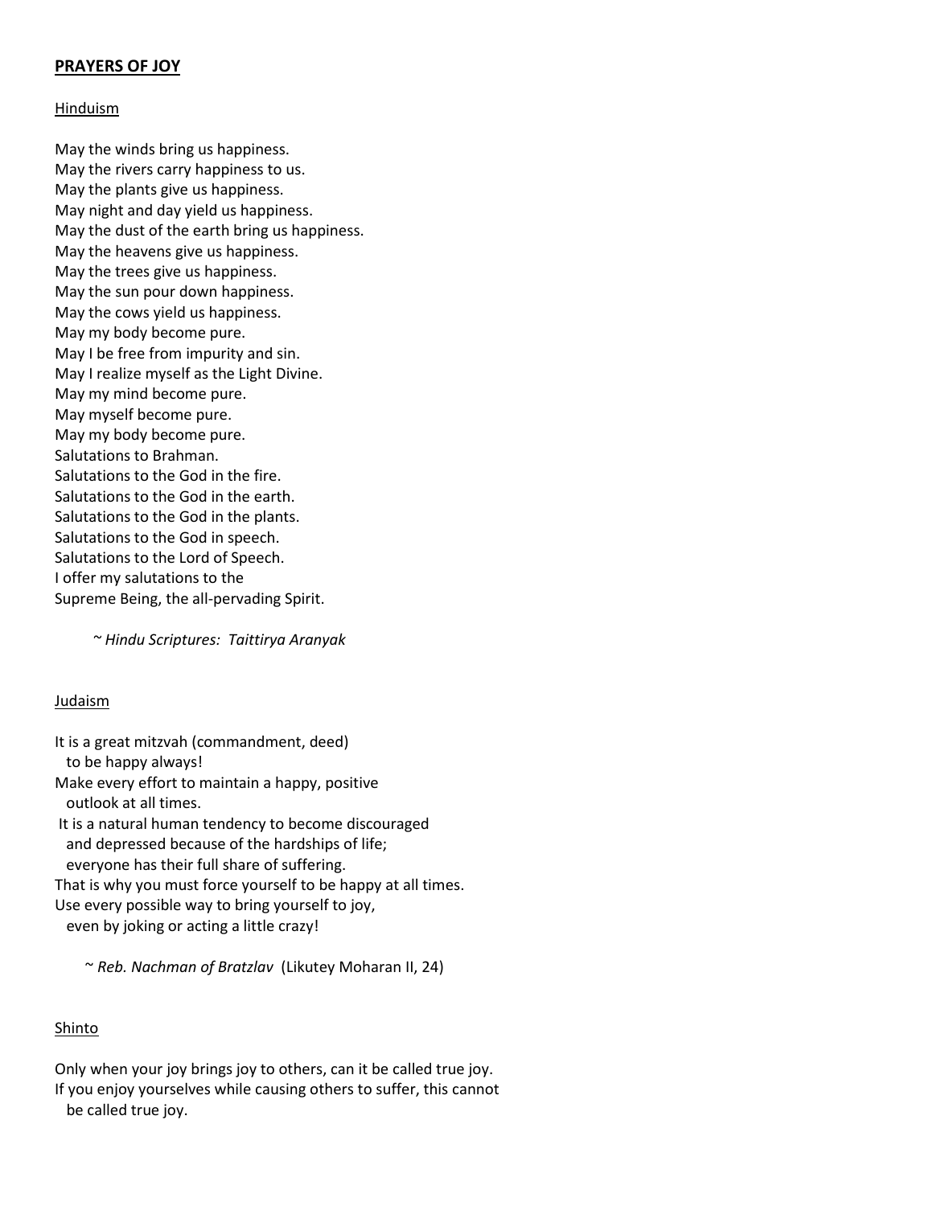# PRAYERS OF JOY

## Hinduism

May the winds bring us happiness.
May the rivers carry happiness to us.
May the plants give us happiness.
May night and day yield us happiness.
May the dust of the earth bring us happiness.
May the heavens give us happiness.
May the trees give us happiness.
May the sun pour down happiness.
May the cows yield us happiness.
May my body become pure.
May I be free from impurity and sin.
May I realize myself as the Light Divine.
May my mind become pure.
May myself become pure.
May my body become pure.
Salutations to Brahman.
Salutations to the God in the fire.
Salutations to the God in the earth.
Salutations to the God in the plants.
Salutations to the God in speech.
Salutations to the Lord of Speech.
I offer my salutations to the
Supreme Being, the all-pervading Spirit.

~ *Hindu Scriptures: Taittirya Aranyak*

## Judaism

It is a great mitzvah (commandment, deed)
to be happy always!
Make every effort to maintain a happy, positive
outlook at all times.
It is a natural human tendency to become discouraged
and depressed because of the hardships of life;
everyone has their full share of suffering.
That is why you must force yourself to be happy at all times.
Use every possible way to bring yourself to joy,
even by joking or acting a little crazy!

~ *Reb. Nachman of Bratzlav* (Likutey Moharan II, 24)

## Shinto

Only when your joy brings joy to others, can it be called true joy.
If you enjoy yourselves while causing others to suffer, this cannot
be called true joy.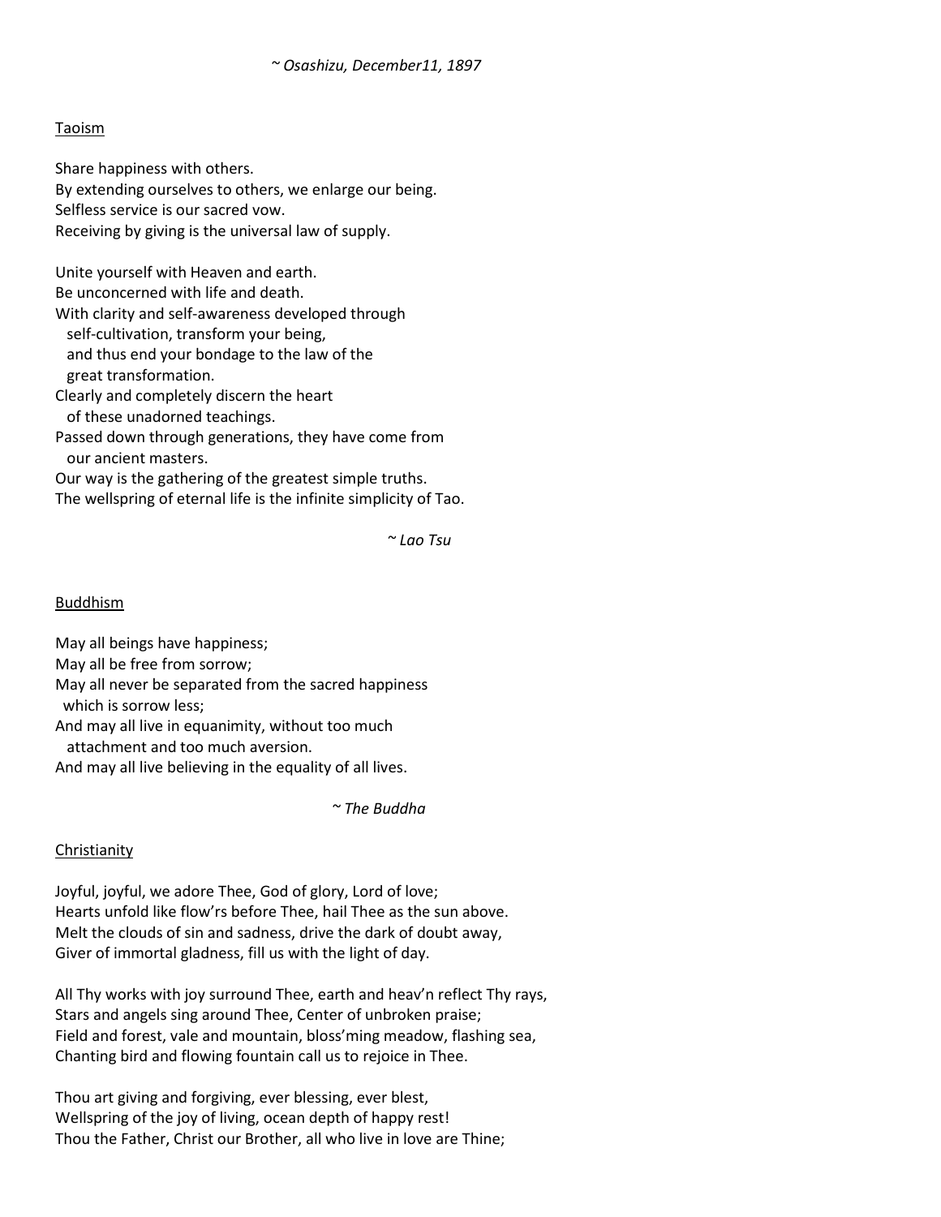*~ Osashizu, December11, 1897*

<u>Taoism</u>

Share happiness with others.
By extending ourselves to others, we enlarge our being.
Selfless service is our sacred vow.
Receiving by giving is the universal law of supply.

Unite yourself with Heaven and earth.
Be unconcerned with life and death.
With clarity and self-awareness developed through
  self-cultivation, transform your being,
  and thus end your bondage to the law of the
  great transformation.
Clearly and completely discern the heart
  of these unadorned teachings.
Passed down through generations, they have come from
  our ancient masters.
Our way is the gathering of the greatest simple truths.
The wellspring of eternal life is the infinite simplicity of Tao.

*~ Lao Tsu*

<u>Buddhism</u>

May all beings have happiness;
May all be free from sorrow;
May all never be separated from the sacred happiness
  which is sorrow less;
And may all live in equanimity, without too much
  attachment and too much aversion.
And may all live believing in the equality of all lives.

*~ The Buddha*

<u>Christianity</u>

Joyful, joyful, we adore Thee, God of glory, Lord of love;
Hearts unfold like flow'rs before Thee, hail Thee as the sun above.
Melt the clouds of sin and sadness, drive the dark of doubt away,
Giver of immortal gladness, fill us with the light of day.

All Thy works with joy surround Thee, earth and heav'n reflect Thy rays,
Stars and angels sing around Thee, Center of unbroken praise;
Field and forest, vale and mountain, bloss'ming meadow, flashing sea,
Chanting bird and flowing fountain call us to rejoice in Thee.

Thou art giving and forgiving, ever blessing, ever blest,
Wellspring of the joy of living, ocean depth of happy rest!
Thou the Father, Christ our Brother, all who live in love are Thine;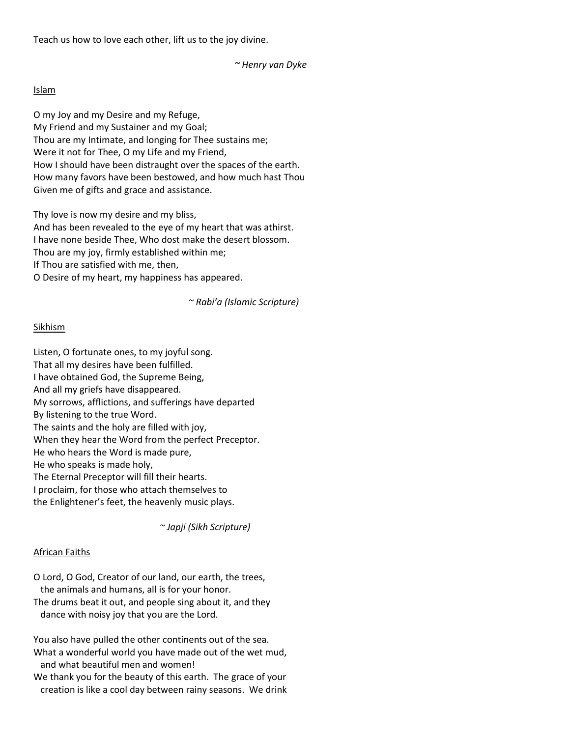Teach us how to love each other, lift us to the joy divine.

*~ Henry van Dyke*

Islam

O my Joy and my Desire and my Refuge,
My Friend and my Sustainer and my Goal;
Thou are my Intimate, and longing for Thee sustains me;
Were it not for Thee, O my Life and my Friend,
How I should have been distraught over the spaces of the earth.
How many favors have been bestowed, and how much hast Thou
Given me of gifts and grace and assistance.

Thy love is now my desire and my bliss,
And has been revealed to the eye of my heart that was athirst.
I have none beside Thee, Who dost make the desert blossom.
Thou are my joy, firmly established within me;
If Thou are satisfied with me, then,
O Desire of my heart, my happiness has appeared.

*~ Rabi'a (Islamic Scripture)*

Sikhism

Listen, O fortunate ones, to my joyful song.
That all my desires have been fulfilled.
I have obtained God, the Supreme Being,
And all my griefs have disappeared.
My sorrows, afflictions, and sufferings have departed
By listening to the true Word.
The saints and the holy are filled with joy,
When they hear the Word from the perfect Preceptor.
He who hears the Word is made pure,
He who speaks is made holy,
The Eternal Preceptor will fill their hearts.
I proclaim, for those who attach themselves to
the Enlightener's feet, the heavenly music plays.

*~ Japji (Sikh Scripture)*

African Faiths

O Lord, O God, Creator of our land, our earth, the trees,
the animals and humans, all is for your honor.
The drums beat it out, and people sing about it, and they
dance with noisy joy that you are the Lord.

You also have pulled the other continents out of the sea.
What a wonderful world you have made out of the wet mud,
and what beautiful men and women!
We thank you for the beauty of this earth. The grace of your
creation is like a cool day between rainy seasons. We drink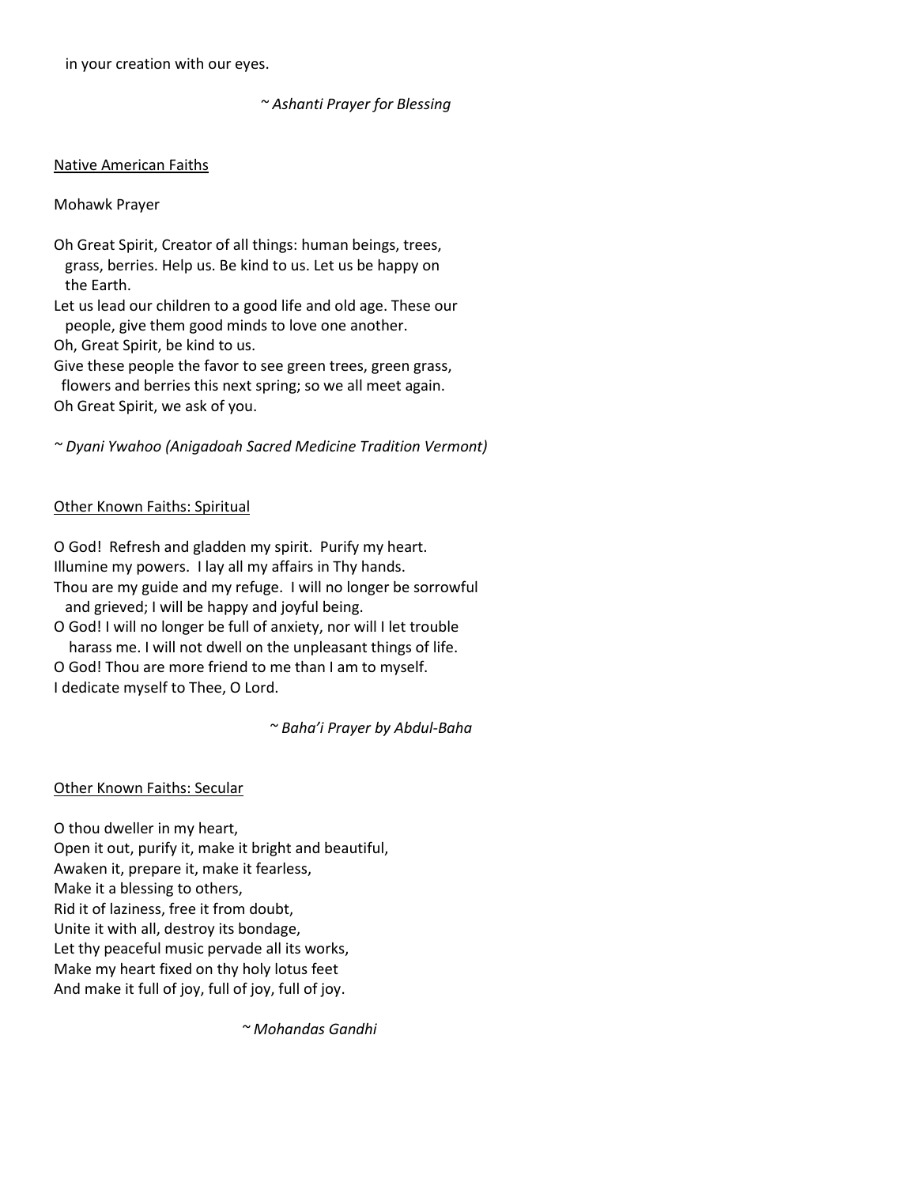in your creation with our eyes.

*~ Ashanti Prayer for Blessing*

Native American Faiths

Mohawk Prayer

Oh Great Spirit, Creator of all things: human beings, trees, grass, berries. Help us. Be kind to us. Let us be happy on the Earth.
Let us lead our children to a good life and old age. These our people, give them good minds to love one another.
Oh, Great Spirit, be kind to us.
Give these people the favor to see green trees, green grass, flowers and berries this next spring; so we all meet again.
Oh Great Spirit, we ask of you.

*~ Dyani Ywahoo (Anigadoah Sacred Medicine Tradition Vermont)*

Other Known Faiths: Spiritual

O God! Refresh and gladden my spirit. Purify my heart.
Illumine my powers. I lay all my affairs in Thy hands.
Thou are my guide and my refuge. I will no longer be sorrowful and grieved; I will be happy and joyful being.
O God! I will no longer be full of anxiety, nor will I let trouble harass me. I will not dwell on the unpleasant things of life.
O God! Thou are more friend to me than I am to myself.
I dedicate myself to Thee, O Lord.

*~ Baha'i Prayer by Abdul-Baha*

Other Known Faiths: Secular

O thou dweller in my heart,
Open it out, purify it, make it bright and beautiful,
Awaken it, prepare it, make it fearless,
Make it a blessing to others,
Rid it of laziness, free it from doubt,
Unite it with all, destroy its bondage,
Let thy peaceful music pervade all its works,
Make my heart fixed on thy holy lotus feet
And make it full of joy, full of joy, full of joy.

*~ Mohandas Gandhi*